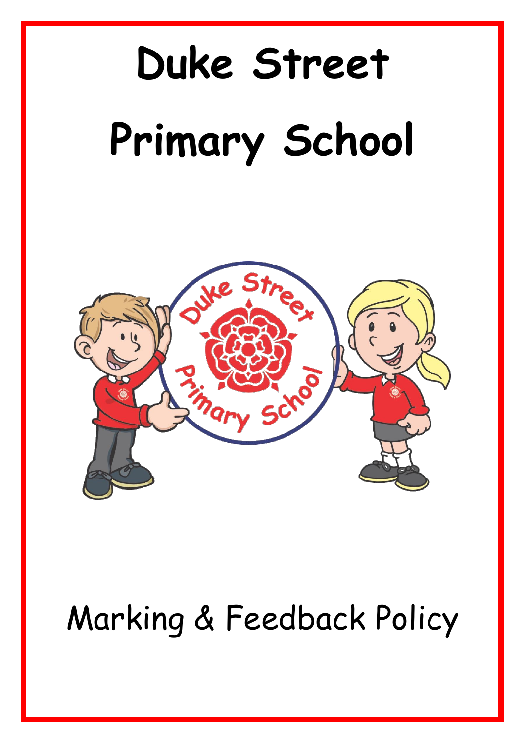# Duke Street Primary School

## Marking & Feedback Policy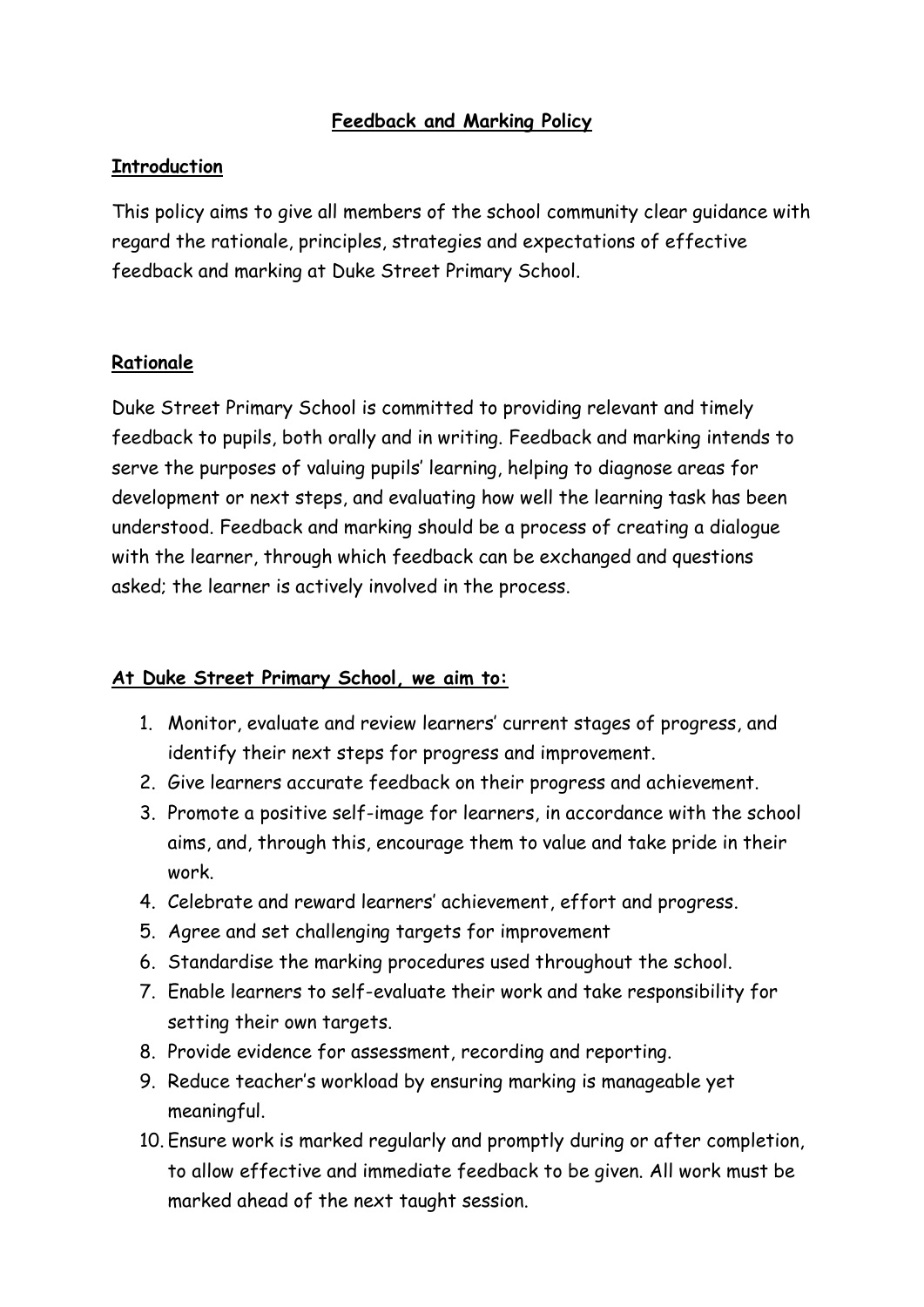# **Feedback and Marking Policy**

## **Introduction**

This policy aims to give all members of the school community clear guidance with regard the rationale, principles, strategies and expectations of effective feedback and marking at Duke Street Primary School.

## **Rationale**

Duke Street Primary School is committed to providing relevant and timely feedback to pupils, both orally and in writing. Feedback and marking intends to serve the purposes of valuing pupils' learning, helping to diagnose areas for development or next steps, and evaluating how well the learning task has been understood. Feedback and marking should be a process of creating a dialogue with the learner, through which feedback can be exchanged and questions asked; the learner is actively involved in the process.

## **At Duke Street Primary School, we aim to:**

1. Monitor, evaluate and review learners' current stages of progress, and identify their next steps for progress and improvement.
2. Give learners accurate feedback on their progress and achievement.
3. Promote a positive self-image for learners, in accordance with the school aims, and, through this, encourage them to value and take pride in their work.
4. Celebrate and reward learners' achievement, effort and progress.
5. Agree and set challenging targets for improvement
6. Standardise the marking procedures used throughout the school.
7. Enable learners to self-evaluate their work and take responsibility for setting their own targets.
8. Provide evidence for assessment, recording and reporting.
9. Reduce teacher's workload by ensuring marking is manageable yet meaningful.
10. Ensure work is marked regularly and promptly during or after completion, to allow effective and immediate feedback to be given. All work must be marked ahead of the next taught session.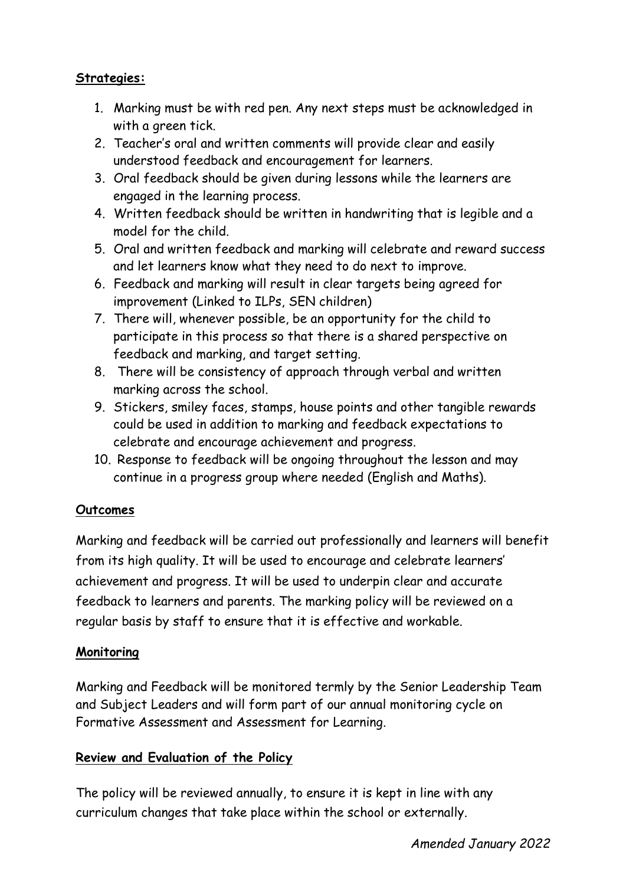**Strategies:**

1. Marking must be with red pen. Any next steps must be acknowledged in with a green tick.
2. Teacher's oral and written comments will provide clear and easily understood feedback and encouragement for learners.
3. Oral feedback should be given during lessons while the learners are engaged in the learning process.
4. Written feedback should be written in handwriting that is legible and a model for the child.
5. Oral and written feedback and marking will celebrate and reward success and let learners know what they need to do next to improve.
6. Feedback and marking will result in clear targets being agreed for improvement (Linked to ILPs, SEN children)
7. There will, whenever possible, be an opportunity for the child to participate in this process so that there is a shared perspective on feedback and marking, and target setting.
8. There will be consistency of approach through verbal and written marking across the school.
9. Stickers, smiley faces, stamps, house points and other tangible rewards could be used in addition to marking and feedback expectations to celebrate and encourage achievement and progress.
10. Response to feedback will be ongoing throughout the lesson and may continue in a progress group where needed (English and Maths).

**Outcomes**

Marking and feedback will be carried out professionally and learners will benefit from its high quality. It will be used to encourage and celebrate learners' achievement and progress. It will be used to underpin clear and accurate feedback to learners and parents. The marking policy will be reviewed on a regular basis by staff to ensure that it is effective and workable.

**Monitoring**

Marking and Feedback will be monitored termly by the Senior Leadership Team and Subject Leaders and will form part of our annual monitoring cycle on Formative Assessment and Assessment for Learning.

**Review and Evaluation of the Policy**

The policy will be reviewed annually, to ensure it is kept in line with any curriculum changes that take place within the school or externally.

*Amended January 2022*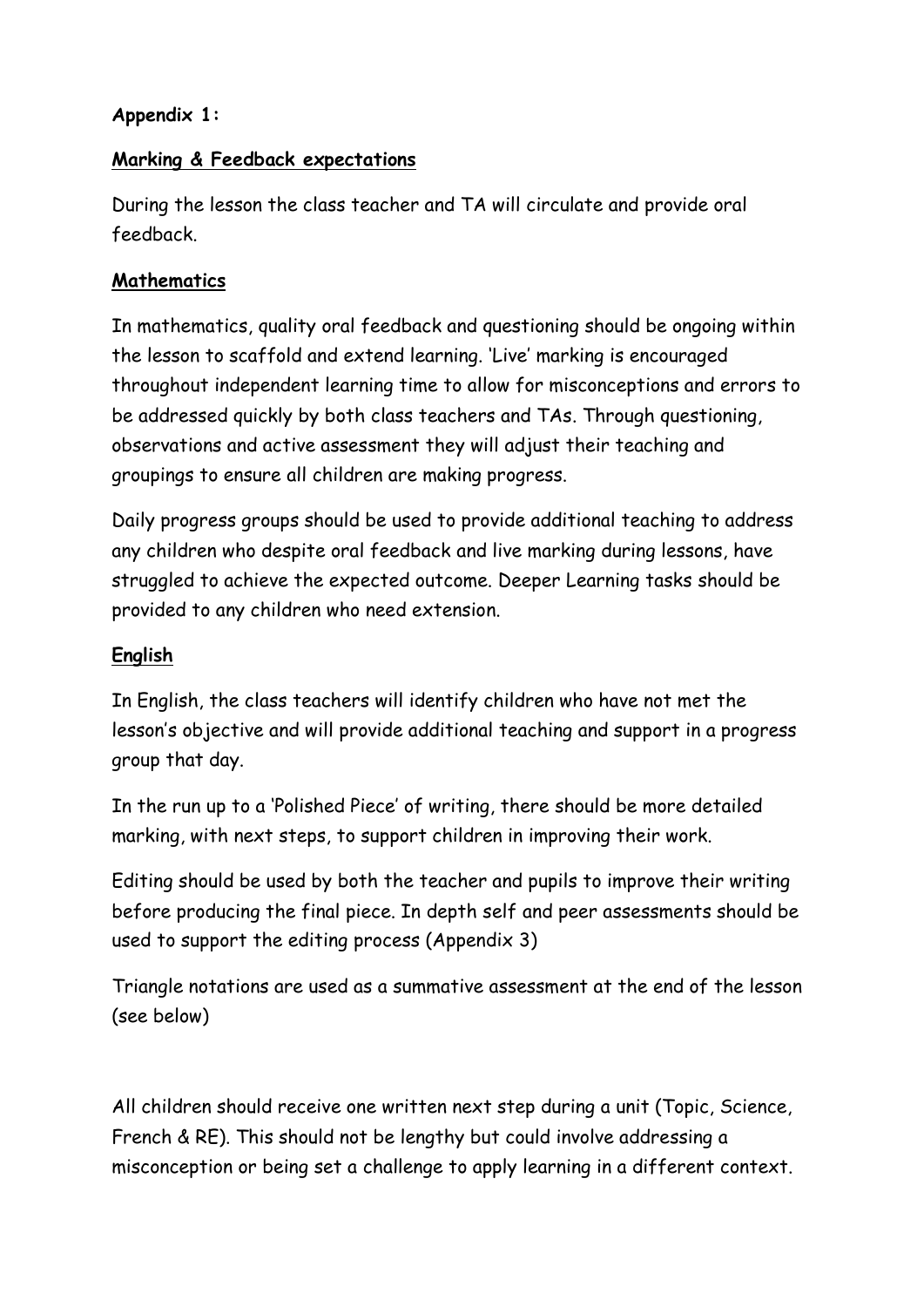**Appendix 1:**

**Marking & Feedback expectations**

During the lesson the class teacher and TA will circulate and provide oral feedback.

**Mathematics**

In mathematics, quality oral feedback and questioning should be ongoing within the lesson to scaffold and extend learning. 'Live' marking is encouraged throughout independent learning time to allow for misconceptions and errors to be addressed quickly by both class teachers and TAs. Through questioning, observations and active assessment they will adjust their teaching and groupings to ensure all children are making progress.

Daily progress groups should be used to provide additional teaching to address any children who despite oral feedback and live marking during lessons, have struggled to achieve the expected outcome. Deeper Learning tasks should be provided to any children who need extension.

**English**

In English, the class teachers will identify children who have not met the lesson's objective and will provide additional teaching and support in a progress group that day.

In the run up to a 'Polished Piece' of writing, there should be more detailed marking, with next steps, to support children in improving their work.

Editing should be used by both the teacher and pupils to improve their writing before producing the final piece. In depth self and peer assessments should be used to support the editing process (Appendix 3)

Triangle notations are used as a summative assessment at the end of the lesson (see below)

All children should receive one written next step during a unit (Topic, Science, French & RE). This should not be lengthy but could involve addressing a misconception or being set a challenge to apply learning in a different context.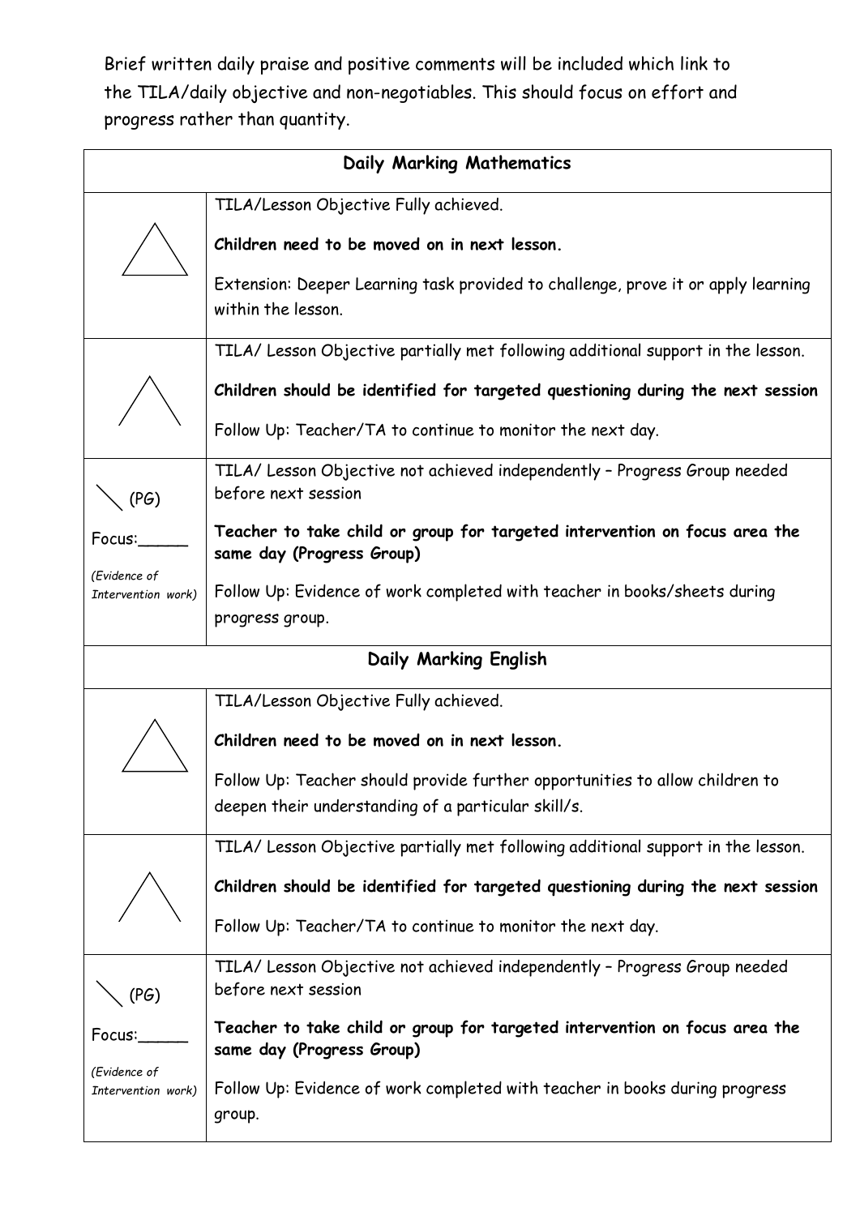Brief written daily praise and positive comments will be included which link to the TILA/daily objective and non-negotiables. This should focus on effort and progress rather than quantity.

| Daily Marking Mathematics | |
|---|---|
| △ | TILA/Lesson Objective Fully achieved.<br><br>**Children need to be moved on in next lesson.**<br><br>Extension: Deeper Learning task provided to challenge, prove it or apply learning within the lesson. |
| /\ | TILA/ Lesson Objective partially met following additional support in the lesson.<br><br>**Children should be identified for targeted questioning during the next session**<br><br>Follow Up: Teacher/TA to continue to monitor the next day. |
| \ (PG)<br><br>Focus:_____<br><br>*(Evidence of Intervention work)* | TILA/ Lesson Objective not achieved independently – Progress Group needed before next session<br><br>**Teacher to take child or group for targeted intervention on focus area the same day (Progress Group)**<br><br>Follow Up: Evidence of work completed with teacher in books/sheets during progress group. |
| **Daily Marking English** | |
| △ | TILA/Lesson Objective Fully achieved.<br><br>**Children need to be moved on in next lesson.**<br><br>Follow Up: Teacher should provide further opportunities to allow children to deepen their understanding of a particular skill/s. |
| /\ | TILA/ Lesson Objective partially met following additional support in the lesson.<br><br>**Children should be identified for targeted questioning during the next session**<br><br>Follow Up: Teacher/TA to continue to monitor the next day. |
| \ (PG)<br><br>Focus:_____<br><br>*(Evidence of Intervention work)* | TILA/ Lesson Objective not achieved independently – Progress Group needed before next session<br><br>**Teacher to take child or group for targeted intervention on focus area the same day (Progress Group)**<br><br>Follow Up: Evidence of work completed with teacher in books during progress group. |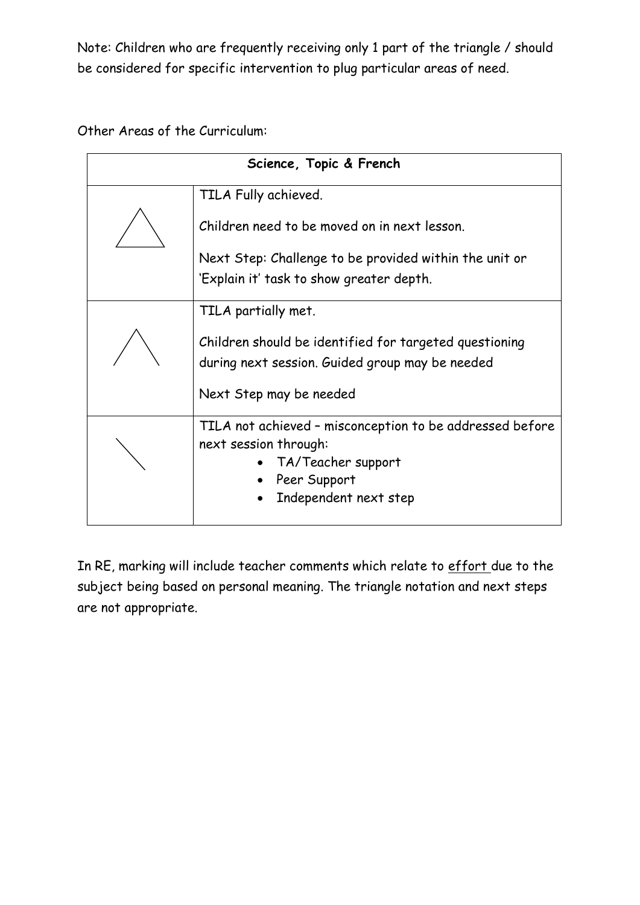Note: Children who are frequently receiving only 1 part of the triangle / should be considered for specific intervention to plug particular areas of need.

Other Areas of the Curriculum:

| **Science, Topic & French** | |
|---|---|
| △ | TILA Fully achieved.<br><br>Children need to be moved on in next lesson.<br><br>Next Step: Challenge to be provided within the unit or 'Explain it' task to show greater depth. |
| /\ | TILA partially met.<br><br>Children should be identified for targeted questioning during next session. Guided group may be needed<br><br>Next Step may be needed |
| \ | TILA not achieved – misconception to be addressed before next session through:<br>• TA/Teacher support<br>• Peer Support<br>• Independent next step |

In RE, marking will include teacher comments which relate to <u>effort</u> due to the subject being based on personal meaning. The triangle notation and next steps are not appropriate.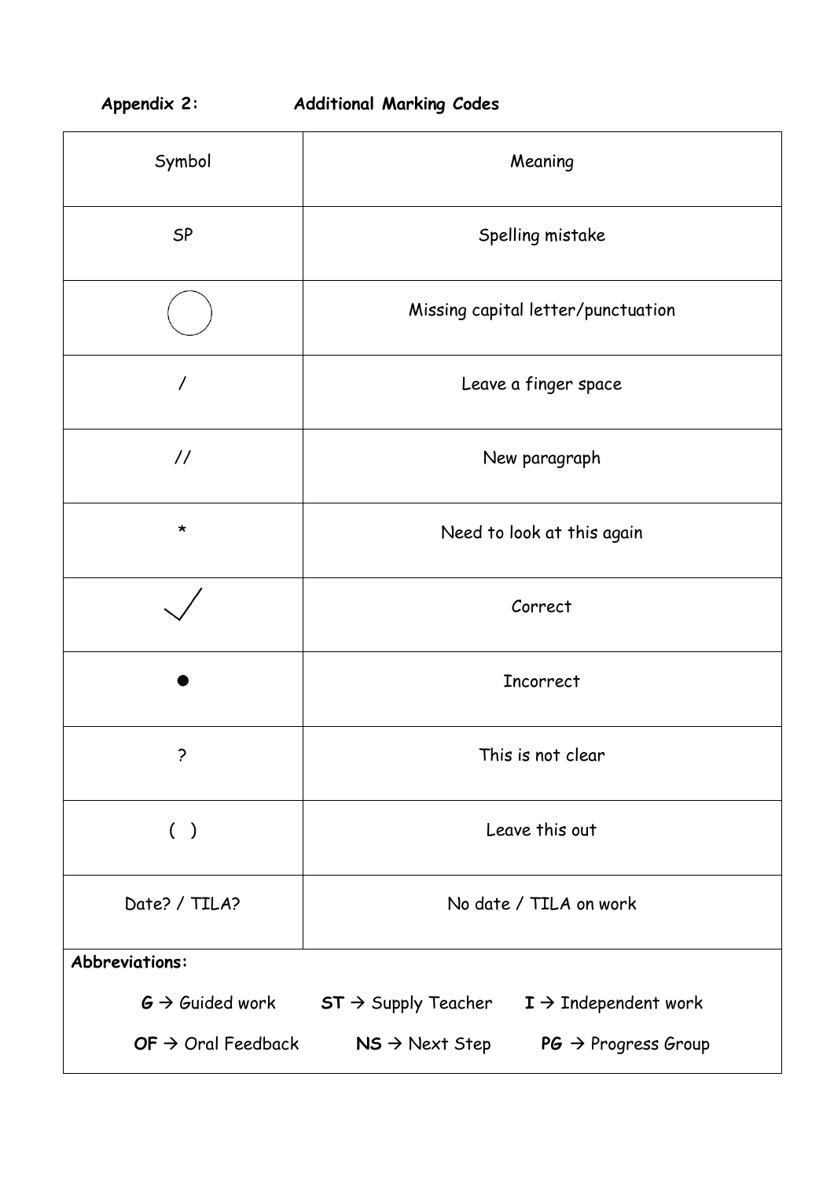**Appendix 2: Additional Marking Codes**

| Symbol | Meaning |
|---|---|
| SP | Spelling mistake |
| ◯ | Missing capital letter/punctuation |
| / | Leave a finger space |
| // | New paragraph |
| * | Need to look at this again |
| ✓ | Correct |
| ● | Incorrect |
| ? | This is not clear |
| ( ) | Leave this out |
| Date? / TILA? | No date / TILA on work |

**Abbreviations:**

**G** → Guided work **ST** → Supply Teacher **I** → Independent work

**OF** → Oral Feedback **NS** → Next Step **PG** → Progress Group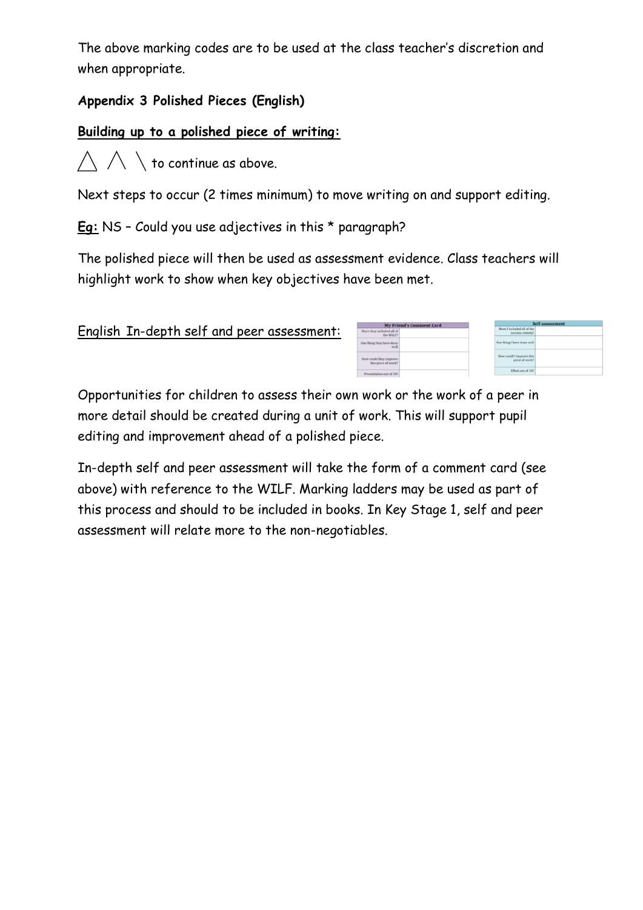The above marking codes are to be used at the class teacher's discretion and when appropriate.

**Appendix 3 Polished Pieces (English)**

**Building up to a polished piece of writing:**

△ /\ \ to continue as above.

Next steps to occur (2 times minimum) to move writing on and support editing.

**Eg:** NS – Could you use adjectives in this * paragraph?

The polished piece will then be used as assessment evidence. Class teachers will highlight work to show when key objectives have been met.

English In-depth self and peer assessment:

| My Friend's Comment Card | |
|---|---|
| Have they included all of the WILF? | |
| One thing they have done well | |
| How could they improve this piece of work? | |
| Presentation out of 10? | |

| Self-assessment | |
|---|---|
| Have I included all of the success criteria? | |
| One thing I have done well | |
| How could I improve this piece of work? | |
| Effort out of 10? | |

Opportunities for children to assess their own work or the work of a peer in more detail should be created during a unit of work. This will support pupil editing and improvement ahead of a polished piece.

In-depth self and peer assessment will take the form of a comment card (see above) with reference to the WILF. Marking ladders may be used as part of this process and should to be included in books. In Key Stage 1, self and peer assessment will relate more to the non-negotiables.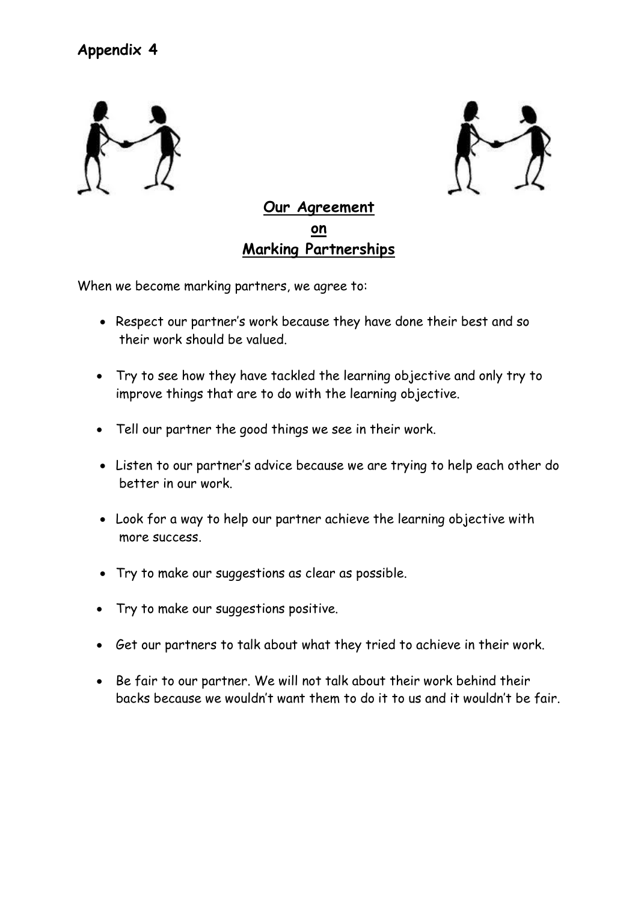**Appendix 4**

## Our Agreement on Marking Partnerships

When we become marking partners, we agree to:

- Respect our partner's work because they have done their best and so their work should be valued.
- Try to see how they have tackled the learning objective and only try to improve things that are to do with the learning objective.
- Tell our partner the good things we see in their work.
- Listen to our partner's advice because we are trying to help each other do better in our work.
- Look for a way to help our partner achieve the learning objective with more success.
- Try to make our suggestions as clear as possible.
- Try to make our suggestions positive.
- Get our partners to talk about what they tried to achieve in their work.
- Be fair to our partner. We will not talk about their work behind their backs because we wouldn't want them to do it to us and it wouldn't be fair.